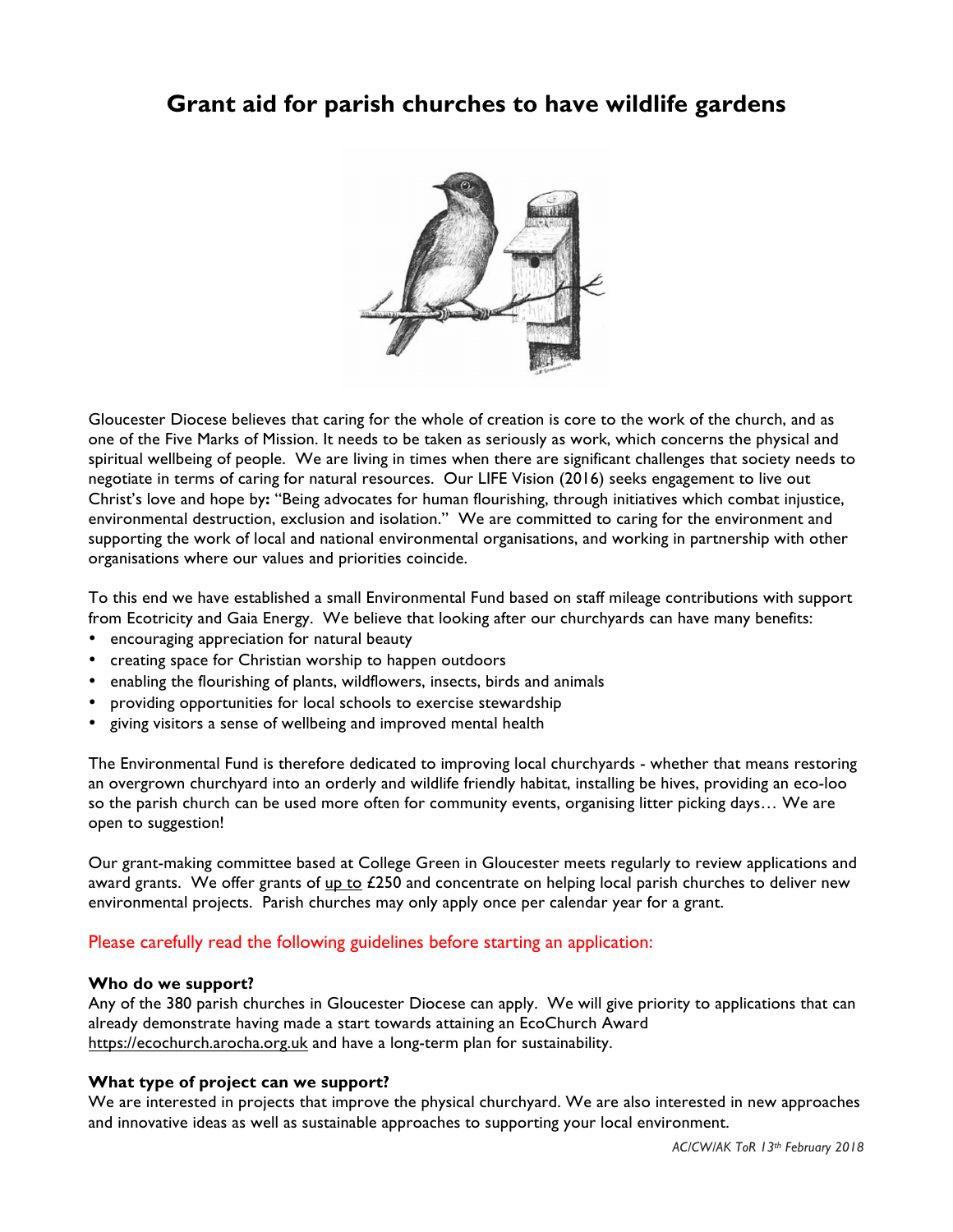# Grant aid for parish churches to have wildlife gardens

Gloucester Diocese believes that caring for the whole of creation is core to the work of the church, and as one of the Five Marks of Mission. It needs to be taken as seriously as work, which concerns the physical and spiritual wellbeing of people. We are living in times when there are significant challenges that society needs to negotiate in terms of caring for natural resources. Our LIFE Vision (2016) seeks engagement to live out Christ's love and hope by**:** "Being advocates for human flourishing, through initiatives which combat injustice, environmental destruction, exclusion and isolation." We are committed to caring for the environment and supporting the work of local and national environmental organisations, and working in partnership with other organisations where our values and priorities coincide.

To this end we have established a small Environmental Fund based on staff mileage contributions with support from Ecotricity and Gaia Energy. We believe that looking after our churchyards can have many benefits:

- encouraging appreciation for natural beauty
- creating space for Christian worship to happen outdoors
- enabling the flourishing of plants, wildflowers, insects, birds and animals
- providing opportunities for local schools to exercise stewardship
- giving visitors a sense of wellbeing and improved mental health

The Environmental Fund is therefore dedicated to improving local churchyards - whether that means restoring an overgrown churchyard into an orderly and wildlife friendly habitat, installing be hives, providing an eco-loo so the parish church can be used more often for community events, organising litter picking days… We are open to suggestion!

Our grant-making committee based at College Green in Gloucester meets regularly to review applications and award grants. We offer grants of up to £250 and concentrate on helping local parish churches to deliver new environmental projects. Parish churches may only apply once per calendar year for a grant.

Please carefully read the following guidelines before starting an application:

**Who do we support?**
Any of the 380 parish churches in Gloucester Diocese can apply. We will give priority to applications that can already demonstrate having made a start towards attaining an EcoChurch Award https://ecochurch.arocha.org.uk and have a long-term plan for sustainability.

**What type of project can we support?**
We are interested in projects that improve the physical churchyard. We are also interested in new approaches and innovative ideas as well as sustainable approaches to supporting your local environment.

*AC/CW/AK ToR 13th February 2018*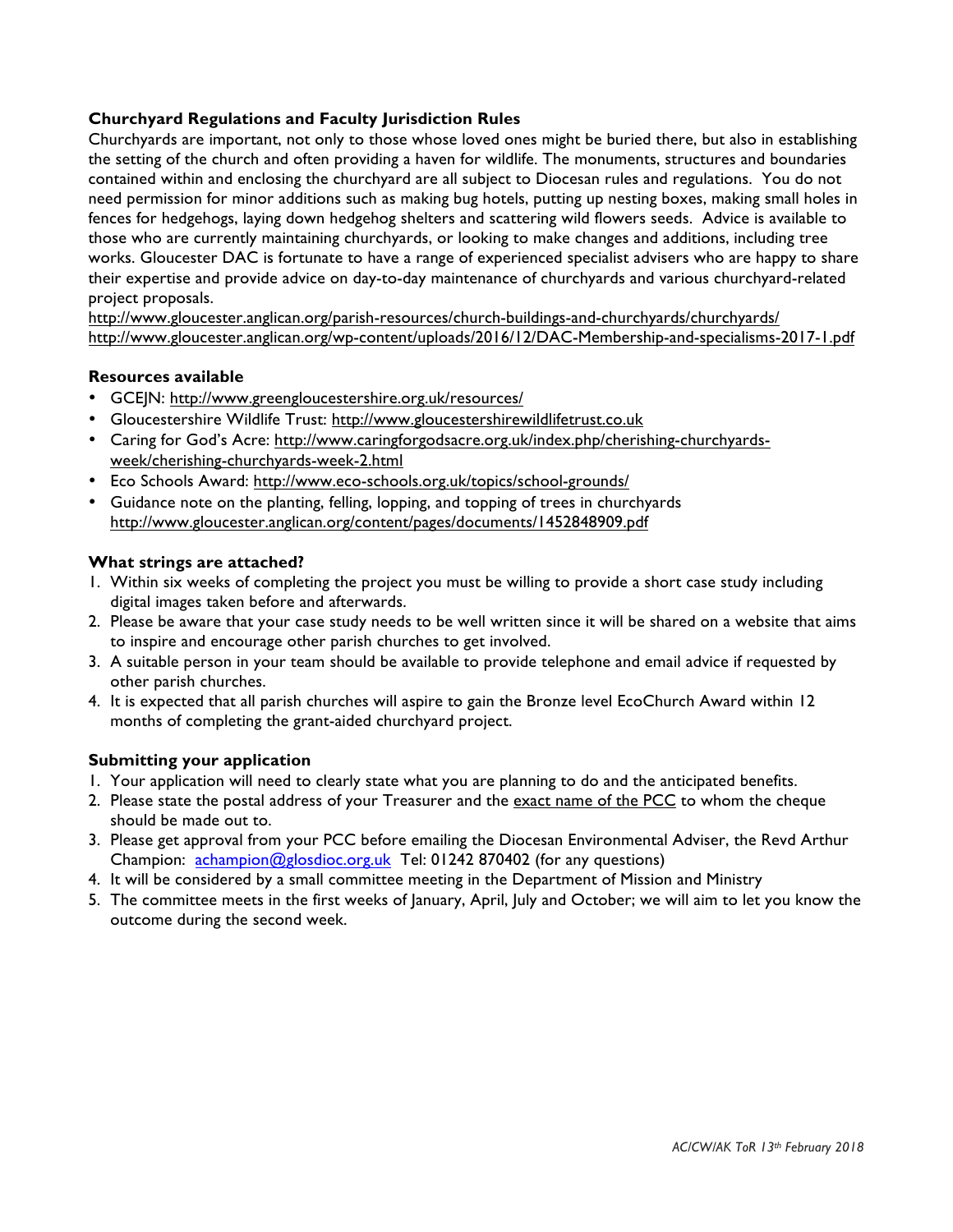### Churchyard Regulations and Faculty Jurisdiction Rules

Churchyards are important, not only to those whose loved ones might be buried there, but also in establishing the setting of the church and often providing a haven for wildlife. The monuments, structures and boundaries contained within and enclosing the churchyard are all subject to Diocesan rules and regulations. You do not need permission for minor additions such as making bug hotels, putting up nesting boxes, making small holes in fences for hedgehogs, laying down hedgehog shelters and scattering wild flowers seeds. Advice is available to those who are currently maintaining churchyards, or looking to make changes and additions, including tree works. Gloucester DAC is fortunate to have a range of experienced specialist advisers who are happy to share their expertise and provide advice on day-to-day maintenance of churchyards and various churchyard-related project proposals.
http://www.gloucester.anglican.org/parish-resources/church-buildings-and-churchyards/churchyards/
http://www.gloucester.anglican.org/wp-content/uploads/2016/12/DAC-Membership-and-specialisms-2017-1.pdf

### Resources available

- GCEJN: http://www.greengloucestershire.org.uk/resources/
- Gloucestershire Wildlife Trust: http://www.gloucestershirewildlifetrust.co.uk
- Caring for God's Acre: http://www.caringforgodsacre.org.uk/index.php/cherishing-churchyards-week/cherishing-churchyards-week-2.html
- Eco Schools Award: http://www.eco-schools.org.uk/topics/school-grounds/
- Guidance note on the planting, felling, lopping, and topping of trees in churchyards http://www.gloucester.anglican.org/content/pages/documents/1452848909.pdf

### What strings are attached?

1. Within six weeks of completing the project you must be willing to provide a short case study including digital images taken before and afterwards.
2. Please be aware that your case study needs to be well written since it will be shared on a website that aims to inspire and encourage other parish churches to get involved.
3. A suitable person in your team should be available to provide telephone and email advice if requested by other parish churches.
4. It is expected that all parish churches will aspire to gain the Bronze level EcoChurch Award within 12 months of completing the grant-aided churchyard project.

### Submitting your application

1. Your application will need to clearly state what you are planning to do and the anticipated benefits.
2. Please state the postal address of your Treasurer and the exact name of the PCC to whom the cheque should be made out to.
3. Please get approval from your PCC before emailing the Diocesan Environmental Adviser, the Revd Arthur Champion: achampion@glosdioc.org.uk Tel: 01242 870402 (for any questions)
4. It will be considered by a small committee meeting in the Department of Mission and Ministry
5. The committee meets in the first weeks of January, April, July and October; we will aim to let you know the outcome during the second week.

*AC/CW/AK ToR 13th February 2018*